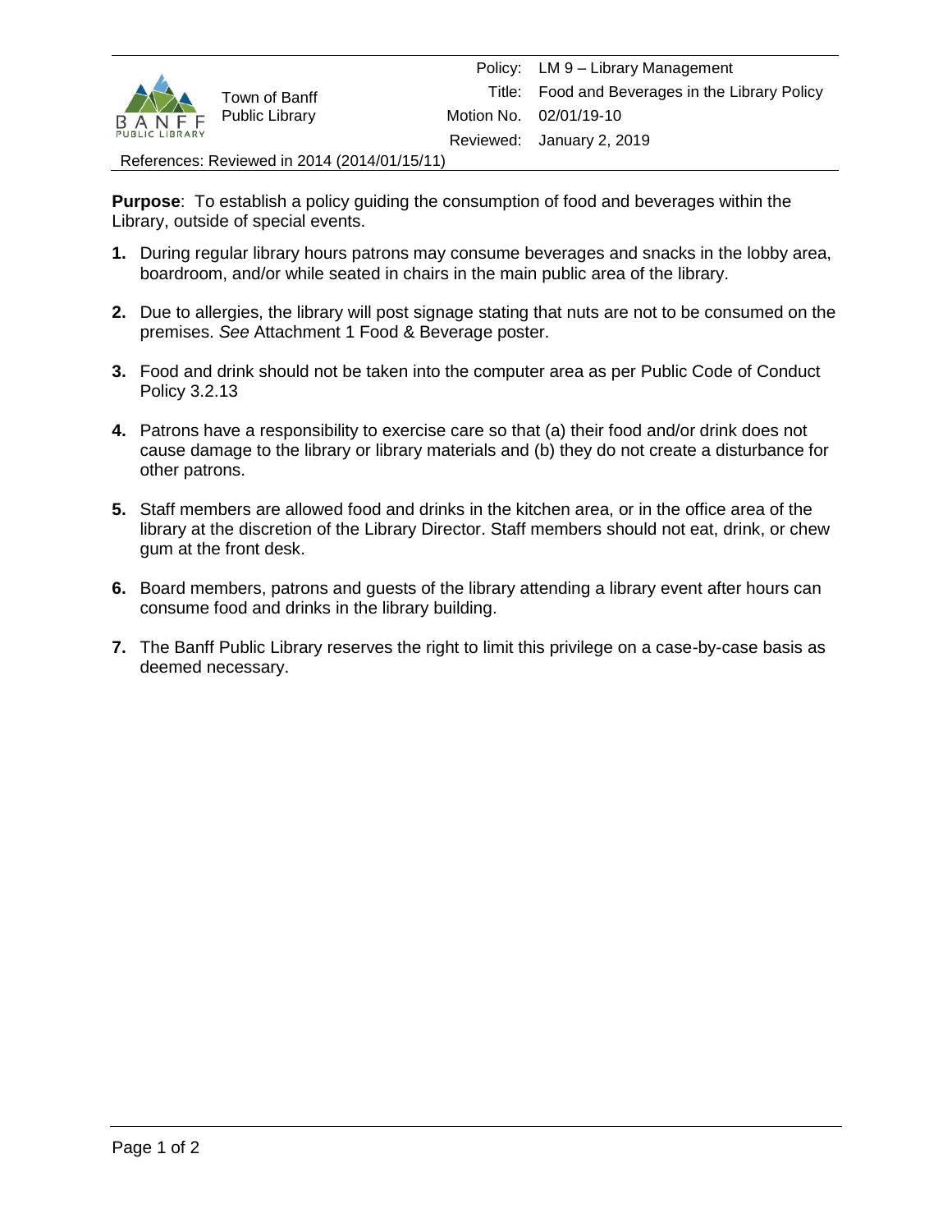| Town of Banff Public Library | Policy: | LM 9 – Library Management |
|---|---|---|
| | Title: | Food and Beverages in the Library Policy |
| | Motion No. | 02/01/19-10 |
| | Reviewed: | January 2, 2019 |

References: Reviewed in 2014 (2014/01/15/11)

**Purpose**: To establish a policy guiding the consumption of food and beverages within the Library, outside of special events.

1. During regular library hours patrons may consume beverages and snacks in the lobby area, boardroom, and/or while seated in chairs in the main public area of the library.

2. Due to allergies, the library will post signage stating that nuts are not to be consumed on the premises. *See* Attachment 1 Food & Beverage poster.

3. Food and drink should not be taken into the computer area as per Public Code of Conduct Policy 3.2.13

4. Patrons have a responsibility to exercise care so that (a) their food and/or drink does not cause damage to the library or library materials and (b) they do not create a disturbance for other patrons.

5. Staff members are allowed food and drinks in the kitchen area, or in the office area of the library at the discretion of the Library Director. Staff members should not eat, drink, or chew gum at the front desk.

6. Board members, patrons and guests of the library attending a library event after hours can consume food and drinks in the library building.

7. The Banff Public Library reserves the right to limit this privilege on a case-by-case basis as deemed necessary.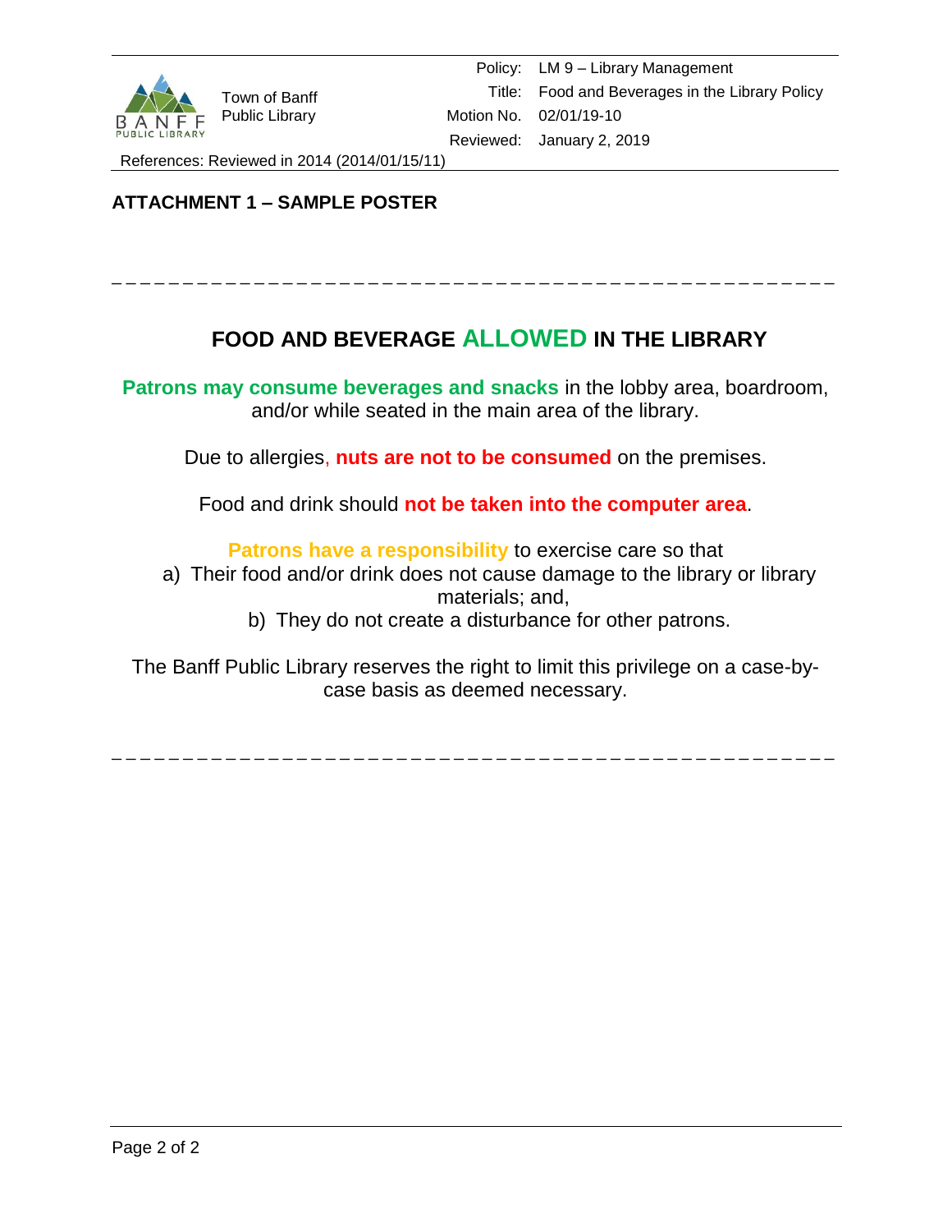**ATTACHMENT 1 – SAMPLE POSTER**

---

## FOOD AND BEVERAGE ALLOWED IN THE LIBRARY

**Patrons may consume beverages and snacks** in the lobby area, boardroom, and/or while seated in the main area of the library.

Due to allergies, **nuts are not to be consumed** on the premises.

Food and drink should **not be taken into the computer area**.

**Patrons have a responsibility** to exercise care so that

a) Their food and/or drink does not cause damage to the library or library materials; and,
b) They do not create a disturbance for other patrons.

The Banff Public Library reserves the right to limit this privilege on a case-by-case basis as deemed necessary.

---